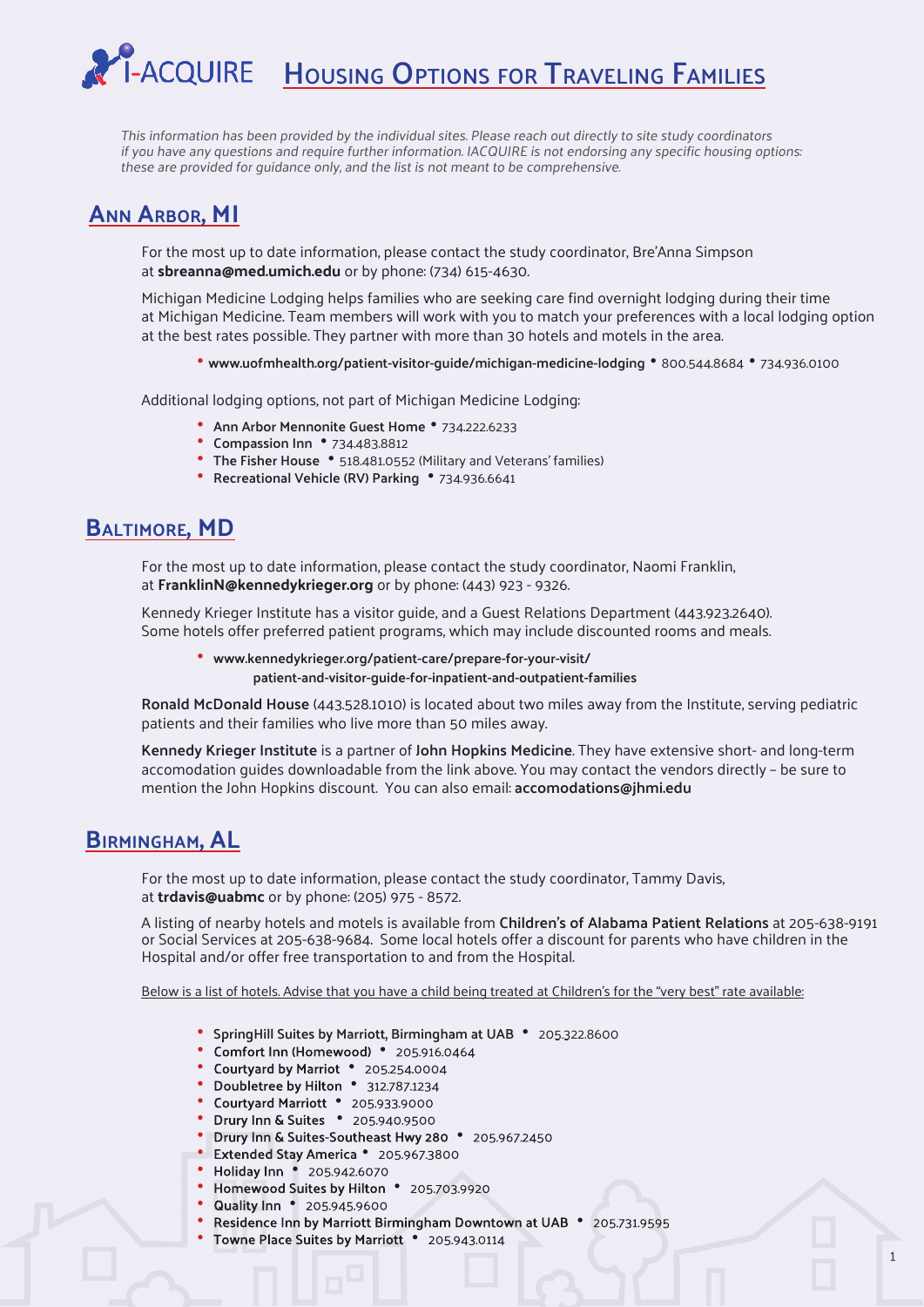# I-ACQUIRE Housing Options for Traveling Families

*This information has been provided by the individual sites. Please reach out directly to site study coordinators if you have any questions and require further information. IACQUIRE is not endorsing any specific housing options: these are provided for guidance only, and the list is not meant to be comprehensive.*

## Ann Arbor, MI

For the most up to date information, please contact the study coordinator, Bre'Anna Simpson at **sbreanna@med.umich.edu** or by phone: (734) 615-4630.

Michigan Medicine Lodging helps families who are seeking care find overnight lodging during their time at Michigan Medicine. Team members will work with you to match your preferences with a local lodging option at the best rates possible. They partner with more than 30 hotels and motels in the area.

- **www.uofmhealth.org/patient-visitor-guide/michigan-medicine-lodging** • 800.544.8684 • 734.936.0100

Additional lodging options, not part of Michigan Medicine Lodging:

- **Ann Arbor Mennonite Guest Home** • 734.222.6233
- **Compassion Inn** • 734.483.8812
- **The Fisher House** • 518.481.0552 (Military and Veterans' families)
- **Recreational Vehicle (RV) Parking** • 734.936.6641

## Baltimore, MD

For the most up to date information, please contact the study coordinator, Naomi Franklin, at **FranklinN@kennedykrieger.org** or by phone: (443) 923 - 9326.

Kennedy Krieger Institute has a visitor guide, and a Guest Relations Department (443.923.2640). Some hotels offer preferred patient programs, which may include discounted rooms and meals.

- **www.kennedykrieger.org/patient-care/prepare-for-your-visit/patient-and-visitor-guide-for-inpatient-and-outpatient-families**

**Ronald McDonald House** (443.528.1010) is located about two miles away from the Institute, serving pediatric patients and their families who live more than 50 miles away.

**Kennedy Krieger Institute** is a partner of **John Hopkins Medicine**. They have extensive short- and long-term accomodation guides downloadable from the link above. You may contact the vendors directly – be sure to mention the John Hopkins discount. You can also email: **accomodations@jhmi.edu**

## Birmingham, AL

For the most up to date information, please contact the study coordinator, Tammy Davis, at **trdavis@uabmc** or by phone: (205) 975 - 8572.

A listing of nearby hotels and motels is available from **Children's of Alabama Patient Relations** at 205-638-9191 or Social Services at 205-638-9684. Some local hotels offer a discount for parents who have children in the Hospital and/or offer free transportation to and from the Hospital.

Below is a list of hotels. Advise that you have a child being treated at Children's for the "very best" rate available:

- **SpringHill Suites by Marriott, Birmingham at UAB** • 205.322.8600
- **Comfort Inn (Homewood)** • 205.916.0464
- **Courtyard by Marriot** • 205.254.0004
- **Doubletree by Hilton** • 312.787.1234
- **Courtyard Marriott** • 205.933.9000
- **Drury Inn & Suites** • 205.940.9500
- **Drury Inn & Suites-Southeast Hwy 280** • 205.967.2450
- **Extended Stay America** • 205.967.3800
- **Holiday Inn** • 205.942.6070
- **Homewood Suites by Hilton** • 205.703.9920
- **Quality Inn** • 205.945.9600
- **Residence Inn by Marriott Birmingham Downtown at UAB** • 205.731.9595
- **Towne Place Suites by Marriott** • 205.943.0114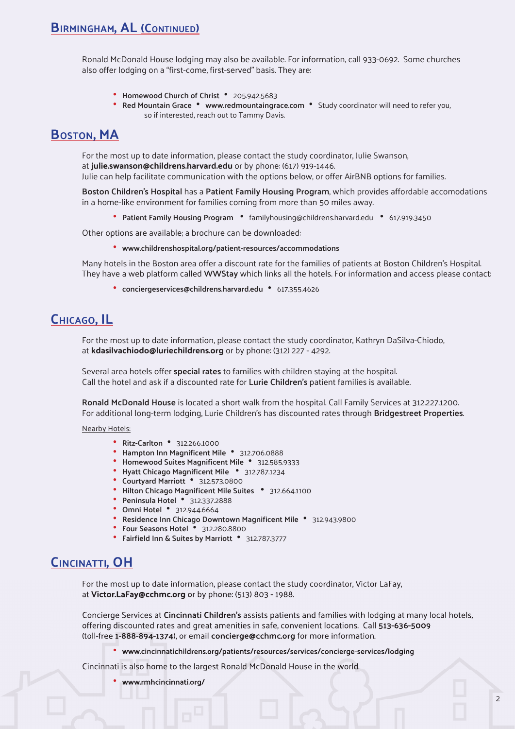## Birmingham, AL (Continued)

Ronald McDonald House lodging may also be available. For information, call 933-0692. Some churches also offer lodging on a "first-come, first-served" basis. They are:

- **Homewood Church of Christ** • 205.942.5683
- **Red Mountain Grace** • **www.redmountaingrace.com** • Study coordinator will need to refer you, so if interested, reach out to Tammy Davis.

## Boston, MA

For the most up to date information, please contact the study coordinator, Julie Swanson, at **julie.swanson@childrens.harvard.edu** or by phone: (617) 919-1446.
Julie can help facilitate communication with the options below, or offer AirBNB options for families.

**Boston Children's Hospital** has a **Patient Family Housing Program**, which provides affordable accomodations in a home-like environment for families coming from more than 50 miles away.

- **Patient Family Housing Program** • familyhousing@childrens.harvard.edu • 617.919.3450

Other options are available; a brochure can be downloaded:

- **www.childrenshospital.org/patient-resources/accommodations**

Many hotels in the Boston area offer a discount rate for the families of patients at Boston Children's Hospital. They have a web platform called **WWStay** which links all the hotels. For information and access please contact:

- **conciergeservices@childrens.harvard.edu** • 617.355.4626

## Chicago, IL

For the most up to date information, please contact the study coordinator, Kathryn DaSilva-Chiodo, at **kdasilvachiodo@luriechildrens.org** or by phone: (312) 227 - 4292.

Several area hotels offer **special rates** to families with children staying at the hospital.
Call the hotel and ask if a discounted rate for **Lurie Children's** patient families is available.

**Ronald McDonald House** is located a short walk from the hospital. Call Family Services at 312.227.1200.
For additional long-term lodging, Lurie Children's has discounted rates through **Bridgestreet Properties**.

Nearby Hotels:

- **Ritz-Carlton** • 312.266.1000
- **Hampton Inn Magnificent Mile** • 312.706.0888
- **Homewood Suites Magnificent Mile** • 312.585.9333
- **Hyatt Chicago Magnificent Mile** • 312.787.1234
- **Courtyard Marriott** • 312.573.0800
- **Hilton Chicago Magnificent Mile Suites** • 312.664.1100
- **Peninsula Hotel** • 312.337.2888
- **Omni Hotel** • 312.944.6664
- **Residence Inn Chicago Downtown Magnificent Mile** • 312.943.9800
- **Four Seasons Hotel** • 312.280.8800
- **Fairfield Inn & Suites by Marriott** • 312.787.3777

## Cincinatti, OH

For the most up to date information, please contact the study coordinator, Victor LaFay, at **Victor.LaFay@cchmc.org** or by phone: (513) 803 - 1988.

Concierge Services at **Cincinnati Children's** assists patients and families with lodging at many local hotels, offering discounted rates and great amenities in safe, convenient locations. Call **513-636-5009** (toll-free **1-888-894-1374**), or email **concierge@cchmc.org** for more information.

- **www.cincinnatichildrens.org/patients/resources/services/concierge-services/lodging**

Cincinnati is also home to the largest Ronald McDonald House in the world.

- **www.rmhcincinnati.org/**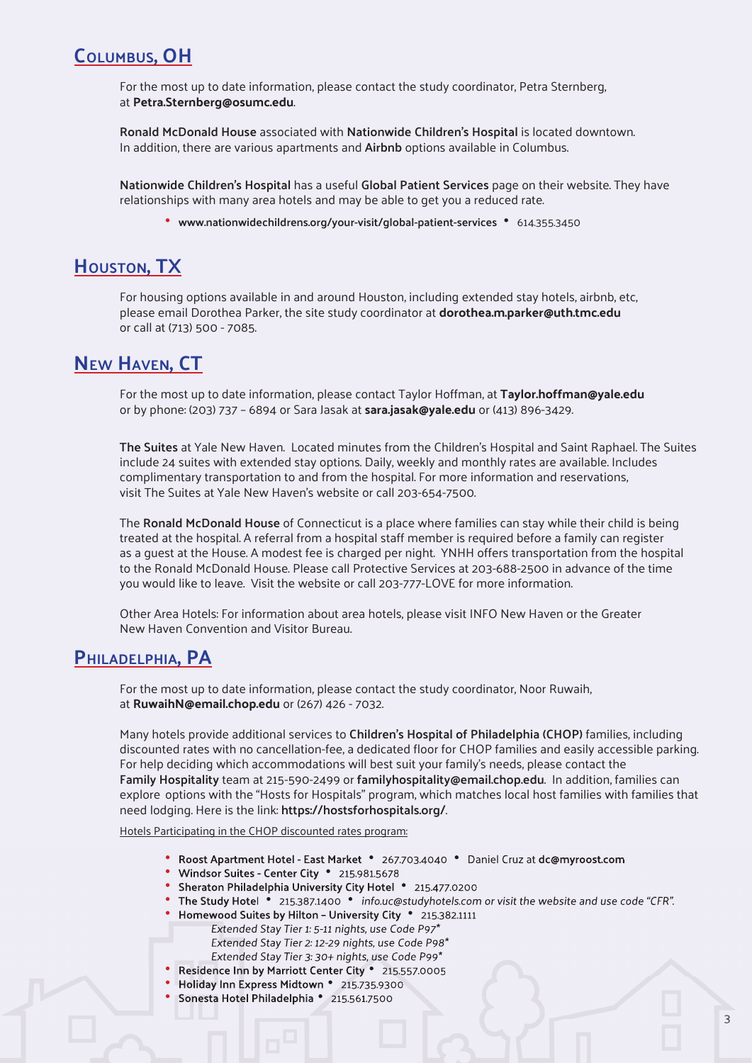## Columbus, OH

For the most up to date information, please contact the study coordinator, Petra Sternberg, at **Petra.Sternberg@osumc.edu**.

**Ronald McDonald House** associated with **Nationwide Children's Hospital** is located downtown. In addition, there are various apartments and **Airbnb** options available in Columbus.

**Nationwide Children's Hospital** has a useful **Global Patient Services** page on their website. They have relationships with many area hotels and may be able to get you a reduced rate.

- **www.nationwidechildrens.org/your-visit/global-patient-services** • 614.355.3450

## Houston, TX

For housing options available in and around Houston, including extended stay hotels, airbnb, etc, please email Dorothea Parker, the site study coordinator at **dorothea.m.parker@uth.tmc.edu** or call at (713) 500 - 7085.

## New Haven, CT

For the most up to date information, please contact Taylor Hoffman, at **Taylor.hoffman@yale.edu** or by phone: (203) 737 – 6894 or Sara Jasak at **sara.jasak@yale.edu** or (413) 896-3429.

**The Suites** at Yale New Haven. Located minutes from the Children's Hospital and Saint Raphael. The Suites include 24 suites with extended stay options. Daily, weekly and monthly rates are available. Includes complimentary transportation to and from the hospital. For more information and reservations, visit The Suites at Yale New Haven's website or call 203-654-7500.

The **Ronald McDonald House** of Connecticut is a place where families can stay while their child is being treated at the hospital. A referral from a hospital staff member is required before a family can register as a guest at the House. A modest fee is charged per night. YNHH offers transportation from the hospital to the Ronald McDonald House. Please call Protective Services at 203-688-2500 in advance of the time you would like to leave. Visit the website or call 203-777-LOVE for more information.

Other Area Hotels: For information about area hotels, please visit INFO New Haven or the Greater New Haven Convention and Visitor Bureau.

## Philadelphia, PA

For the most up to date information, please contact the study coordinator, Noor Ruwaih, at **RuwaihN@email.chop.edu** or (267) 426 - 7032.

Many hotels provide additional services to **Children's Hospital of Philadelphia (CHOP)** families, including discounted rates with no cancellation-fee, a dedicated floor for CHOP families and easily accessible parking. For help deciding which accommodations will best suit your family's needs, please contact the **Family Hospitality** team at 215-590-2499 or **familyhospitality@email.chop.edu**. In addition, families can explore options with the "Hosts for Hospitals" program, which matches local host families with families that need lodging. Here is the link: **https://hostsforhospitals.org/**.

Hotels Participating in the CHOP discounted rates program:

- **Roost Apartment Hotel - East Market** • 267.703.4040 • Daniel Cruz at **dc@myroost.com**
- **Windsor Suites - Center City** • 215.981.5678
- **Sheraton Philadelphia University City Hotel** • 215.477.0200
- **The Study Hotel** • 215.387.1400 • *info.uc@studyhotels.com or visit the website and use code "CFR".*
- **Homewood Suites by Hilton – University City** • 215.382.1111
  - *Extended Stay Tier 1: 5-11 nights, use Code P97**
  - *Extended Stay Tier 2: 12-29 nights, use Code P98**
  - *Extended Stay Tier 3: 30+ nights, use Code P99**
- **Residence Inn by Marriott Center City** • 215.557.0005
- **Holiday Inn Express Midtown** • 215.735.9300
- **Sonesta Hotel Philadelphia** • 215.561.7500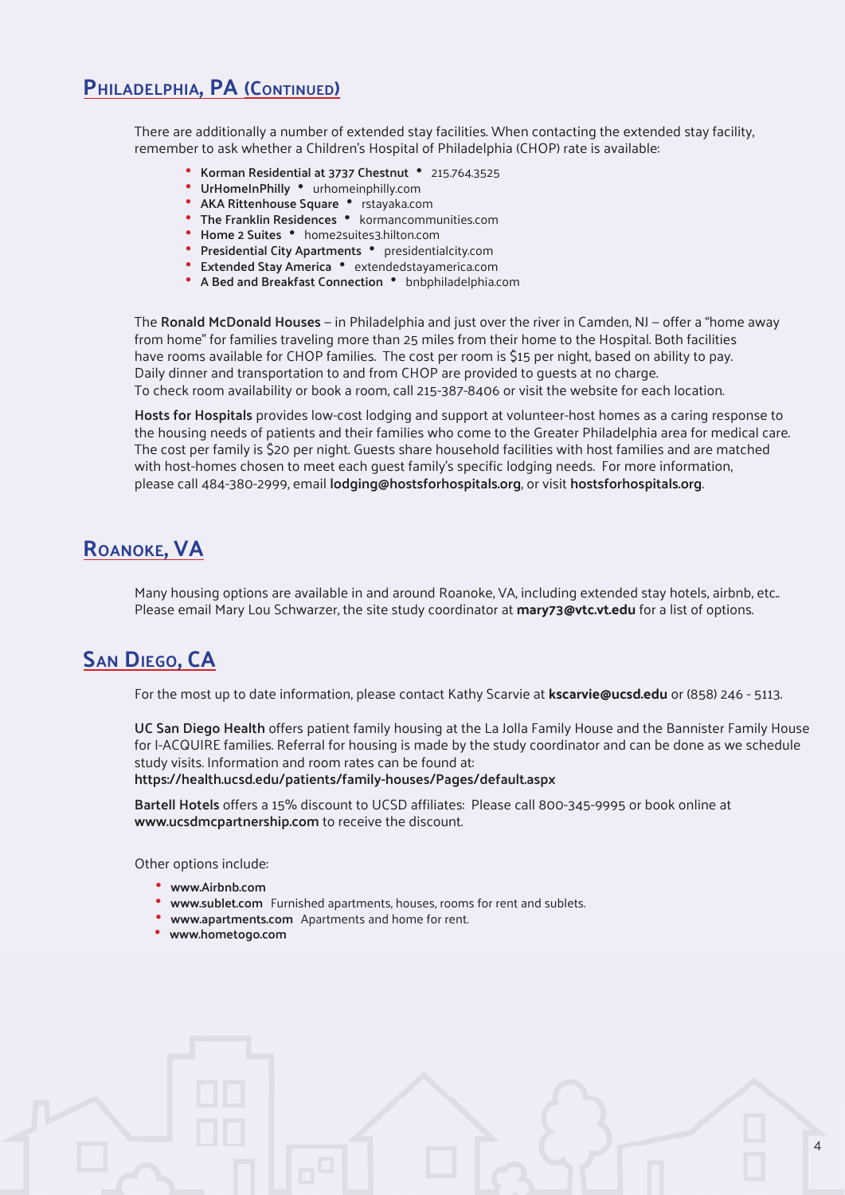## Philadelphia, PA (Continued)

There are additionally a number of extended stay facilities. When contacting the extended stay facility, remember to ask whether a Children's Hospital of Philadelphia (CHOP) rate is available:

- **Korman Residential at 3737 Chestnut** • 215.764.3525
- **UrHomeInPhilly** • urhomeinphilly.com
- **AKA Rittenhouse Square** • rstayaka.com
- **The Franklin Residences** • kormancommunities.com
- **Home 2 Suites** • home2suites3.hilton.com
- **Presidential City Apartments** • presidentialcity.com
- **Extended Stay America** • extendedstayamerica.com
- **A Bed and Breakfast Connection** • bnbphiladelphia.com

The **Ronald McDonald Houses** – in Philadelphia and just over the river in Camden, NJ – offer a "home away from home" for families traveling more than 25 miles from their home to the Hospital. Both facilities have rooms available for CHOP families. The cost per room is $15 per night, based on ability to pay. Daily dinner and transportation to and from CHOP are provided to guests at no charge. To check room availability or book a room, call 215-387-8406 or visit the website for each location.

**Hosts for Hospitals** provides low-cost lodging and support at volunteer-host homes as a caring response to the housing needs of patients and their families who come to the Greater Philadelphia area for medical care. The cost per family is $20 per night. Guests share household facilities with host families and are matched with host-homes chosen to meet each guest family's specific lodging needs. For more information, please call 484-380-2999, email **lodging@hostsforhospitals.org**, or visit **hostsforhospitals.org**.

## Roanoke, VA

Many housing options are available in and around Roanoke, VA, including extended stay hotels, airbnb, etc.. Please email Mary Lou Schwarzer, the site study coordinator at **mary73@vtc.vt.edu** for a list of options.

## San Diego, CA

For the most up to date information, please contact Kathy Scarvie at **kscarvie@ucsd.edu** or (858) 246 - 5113.

**UC San Diego Health** offers patient family housing at the La Jolla Family House and the Bannister Family House for I-ACQUIRE families. Referral for housing is made by the study coordinator and can be done as we schedule study visits. Information and room rates can be found at:
**https://health.ucsd.edu/patients/family-houses/Pages/default.aspx**

**Bartell Hotels** offers a 15% discount to UCSD affiliates: Please call 800-345-9995 or book online at **www.ucsdmcpartnership.com** to receive the discount.

Other options include:

- **www.Airbnb.com**
- **www.sublet.com** Furnished apartments, houses, rooms for rent and sublets.
- **www.apartments.com** Apartments and home for rent.
- **www.hometogo.com**